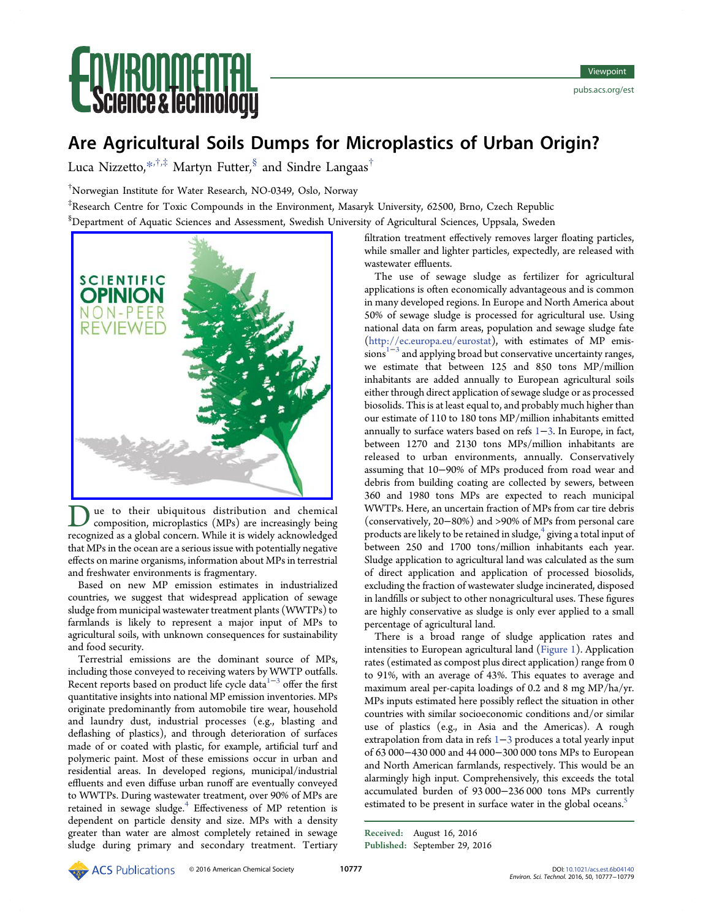# Are Agricultural Soils Dumps for Microplastics of Urban Origin?

Luca Nizzetto,[*,†,‡] Martyn Futter,[§] and Sindre Langaas[†]

[†]Norwegian Institute for Water Research, NO-0349, Oslo, Norway

[‡]Research Centre for Toxic Compounds in the Environment, Masaryk University, 62500, Brno, Czech Republic

[§]Department of Aquatic Sciences and Assessment, Swedish University of Agricultural Sciences, Uppsala, Sweden

SCIENTIFIC OPINION NON-PEER REVIEWED

Due to their ubiquitous distribution and chemical composition, microplastics (MPs) are increasingly being recognized as a global concern. While it is widely acknowledged that MPs in the ocean are a serious issue with potentially negative effects on marine organisms, information about MPs in terrestrial and freshwater environments is fragmentary.

Based on new MP emission estimates in industrialized countries, we suggest that widespread application of sewage sludge from municipal wastewater treatment plants (WWTPs) to farmlands is likely to represent a major input of MPs to agricultural soils, with unknown consequences for sustainability and food security.

Terrestrial emissions are the dominant source of MPs, including those conveyed to receiving waters by WWTP outfalls. Recent reports based on product life cycle data[1−3] offer the first quantitative insights into national MP emission inventories. MPs originate predominantly from automobile tire wear, household and laundry dust, industrial processes (e.g., blasting and deflashing of plastics), and through deterioration of surfaces made of or coated with plastic, for example, artificial turf and polymeric paint. Most of these emissions occur in urban and residential areas. In developed regions, municipal/industrial effluents and even diffuse urban runoff are eventually conveyed to WWTPs. During wastewater treatment, over 90% of MPs are retained in sewage sludge.[4] Effectiveness of MP retention is dependent on particle density and size. MPs with a density greater than water are almost completely retained in sewage sludge during primary and secondary treatment. Tertiary filtration treatment effectively removes larger floating particles, while smaller and lighter particles, expectedly, are released with wastewater effluents.

The use of sewage sludge as fertilizer for agricultural applications is often economically advantageous and is common in many developed regions. In Europe and North America about 50% of sewage sludge is processed for agricultural use. Using national data on farm areas, population and sewage sludge fate (http://ec.europa.eu/eurostat), with estimates of MP emissions[1−3] and applying broad but conservative uncertainty ranges, we estimate that between 125 and 850 tons MP/million inhabitants are added annually to European agricultural soils either through direct application of sewage sludge or as processed biosolids. This is at least equal to, and probably much higher than our estimate of 110 to 180 tons MP/million inhabitants emitted annually to surface waters based on refs 1−3. In Europe, in fact, between 1270 and 2130 tons MPs/million inhabitants are released to urban environments, annually. Conservatively assuming that 10−90% of MPs produced from road wear and debris from building coating are collected by sewers, between 360 and 1980 tons MPs are expected to reach municipal WWTPs. Here, an uncertain fraction of MPs from car tire debris (conservatively, 20−80%) and >90% of MPs from personal care products are likely to be retained in sludge,[4] giving a total input of between 250 and 1700 tons/million inhabitants each year. Sludge application to agricultural land was calculated as the sum of direct application and application of processed biosolids, excluding the fraction of wastewater sludge incinerated, disposed in landfills or subject to other nonagricultural uses. These figures are highly conservative as sludge is only ever applied to a small percentage of agricultural land.

There is a broad range of sludge application rates and intensities to European agricultural land (Figure 1). Application rates (estimated as compost plus direct application) range from 0 to 91%, with an average of 43%. This equates to average and maximum areal per-capita loadings of 0.2 and 8 mg MP/ha/yr. MPs inputs estimated here possibly reflect the situation in other countries with similar socioeconomic conditions and/or similar use of plastics (e.g., in Asia and the Americas). A rough extrapolation from data in refs 1−3 produces a total yearly input of 63 000−430 000 and 44 000−300 000 tons MPs to European and North American farmlands, respectively. This would be an alarmingly high input. Comprehensively, this exceeds the total accumulated burden of 93 000−236 000 tons MPs currently estimated to be present in surface water in the global oceans.[5]

Received: August 16, 2016
Published: September 29, 2016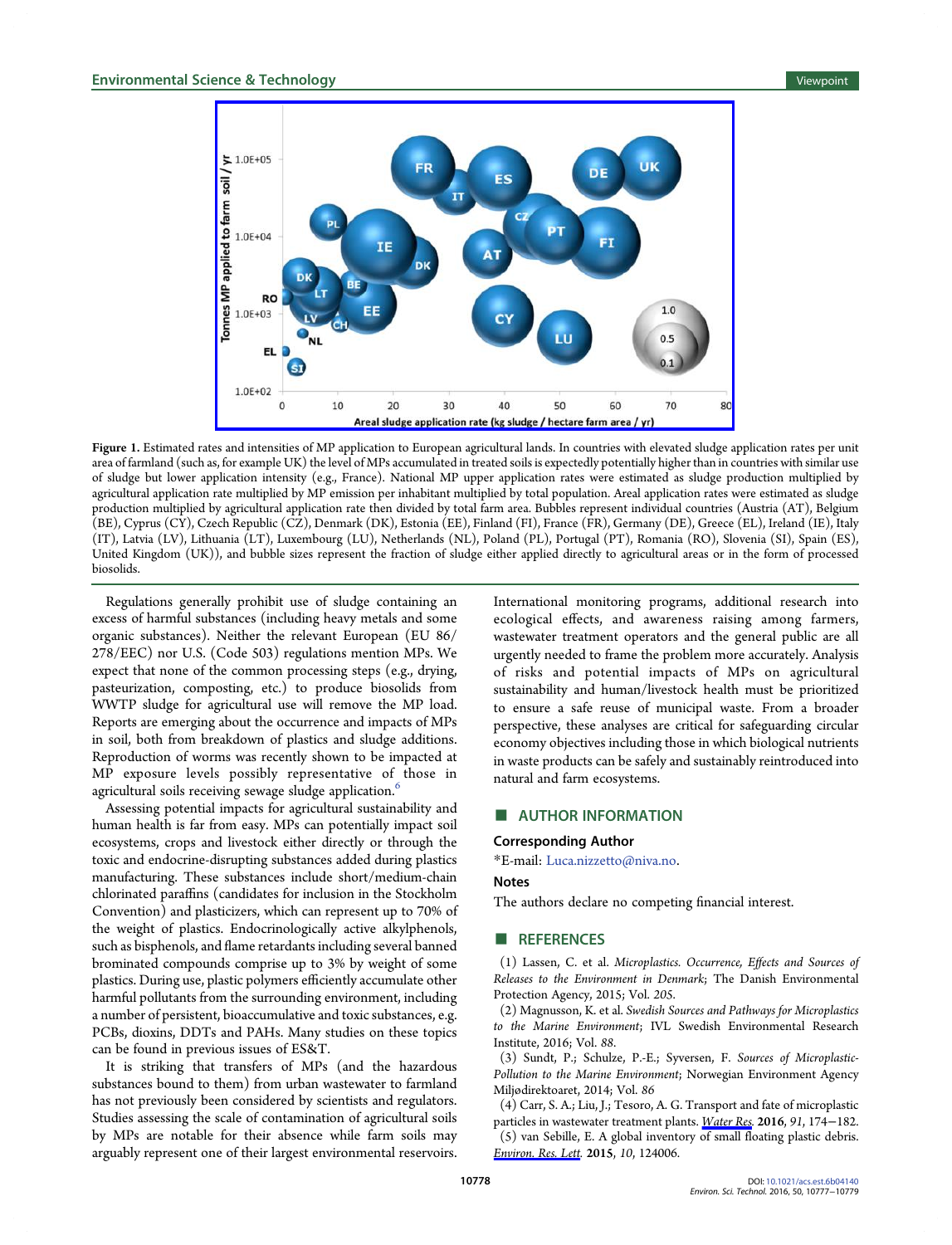Figure 1. Estimated rates and intensities of MP application to European agricultural lands. In countries with elevated sludge application rates per unit area of farmland (such as, for example UK) the level of MPs accumulated in treated soils is expectedly potentially higher than in countries with similar use of sludge but lower application intensity (e.g., France). National MP upper application rates were estimated as sludge production multiplied by agricultural application rate multiplied by MP emission per inhabitant multiplied by total population. Areal application rates were estimated as sludge production multiplied by agricultural application rate then divided by total farm area. Bubbles represent individual countries (Austria (AT), Belgium (BE), Cyprus (CY), Czech Republic (CZ), Denmark (DK), Estonia (EE), Finland (FI), France (FR), Germany (DE), Greece (EL), Ireland (IE), Italy (IT), Latvia (LV), Lithuania (LT), Luxembourg (LU), Netherlands (NL), Poland (PL), Portugal (PT), Romania (RO), Slovenia (SI), Spain (ES), United Kingdom (UK)), and bubble sizes represent the fraction of sludge either applied directly to agricultural areas or in the form of processed biosolids.

Regulations generally prohibit use of sludge containing an excess of harmful substances (including heavy metals and some organic substances). Neither the relevant European (EU 86/278/EEC) nor U.S. (Code 503) regulations mention MPs. We expect that none of the common processing steps (e.g., drying, pasteurization, composting, etc.) to produce biosolids from WWTP sludge for agricultural use will remove the MP load. Reports are emerging about the occurrence and impacts of MPs in soil, both from breakdown of plastics and sludge additions. Reproduction of worms was recently shown to be impacted at MP exposure levels possibly representative of those in agricultural soils receiving sewage sludge application.[6]

Assessing potential impacts for agricultural sustainability and human health is far from easy. MPs can potentially impact soil ecosystems, crops and livestock either directly or through the toxic and endocrine-disrupting substances added during plastics manufacturing. These substances include short/medium-chain chlorinated paraffins (candidates for inclusion in the Stockholm Convention) and plasticizers, which can represent up to 70% of the weight of plastics. Endocrinologically active alkylphenols, such as bisphenols, and flame retardants including several banned brominated compounds comprise up to 3% by weight of some plastics. During use, plastic polymers efficiently accumulate other harmful pollutants from the surrounding environment, including a number of persistent, bioaccumulative and toxic substances, e.g. PCBs, dioxins, DDTs and PAHs. Many studies on these topics can be found in previous issues of ES&T.

It is striking that transfers of MPs (and the hazardous substances bound to them) from urban wastewater to farmland has not previously been considered by scientists and regulators. Studies assessing the scale of contamination of agricultural soils by MPs are notable for their absence while farm soils may arguably represent one of their largest environmental reservoirs. International monitoring programs, additional research into ecological effects, and awareness raising among farmers, wastewater treatment operators and the general public are all urgently needed to frame the problem more accurately. Analysis of risks and potential impacts of MPs on agricultural sustainability and human/livestock health must be prioritized to ensure a safe reuse of municipal waste. From a broader perspective, these analyses are critical for safeguarding circular economy objectives including those in which biological nutrients in waste products can be safely and sustainably reintroduced into natural and farm ecosystems.

## AUTHOR INFORMATION

### Corresponding Author

*E-mail: Luca.nizzetto@niva.no.

### Notes

The authors declare no competing financial interest.

## REFERENCES

(1) Lassen, C. et al. *Microplastics. Occurrence, Effects and Sources of Releases to the Environment in Denmark*; The Danish Environmental Protection Agency, 2015; Vol. *205*.

(2) Magnusson, K. et al. *Swedish Sources and Pathways for Microplastics to the Marine Environment*; IVL Swedish Environmental Research Institute, 2016; Vol. *88*.

(3) Sundt, P.; Schulze, P.-E.; Syversen, F. *Sources of Microplastic-Pollution to the Marine Environment*; Norwegian Environment Agency Miljødirektoaret, 2014; Vol. *86*

(4) Carr, S. A.; Liu, J.; Tesoro, A. G. Transport and fate of microplastic particles in wastewater treatment plants. *Water Res.* **2016**, *91*, 174−182.

(5) van Sebille, E. A global inventory of small floating plastic debris. *Environ. Res. Lett.* **2015**, *10*, 124006.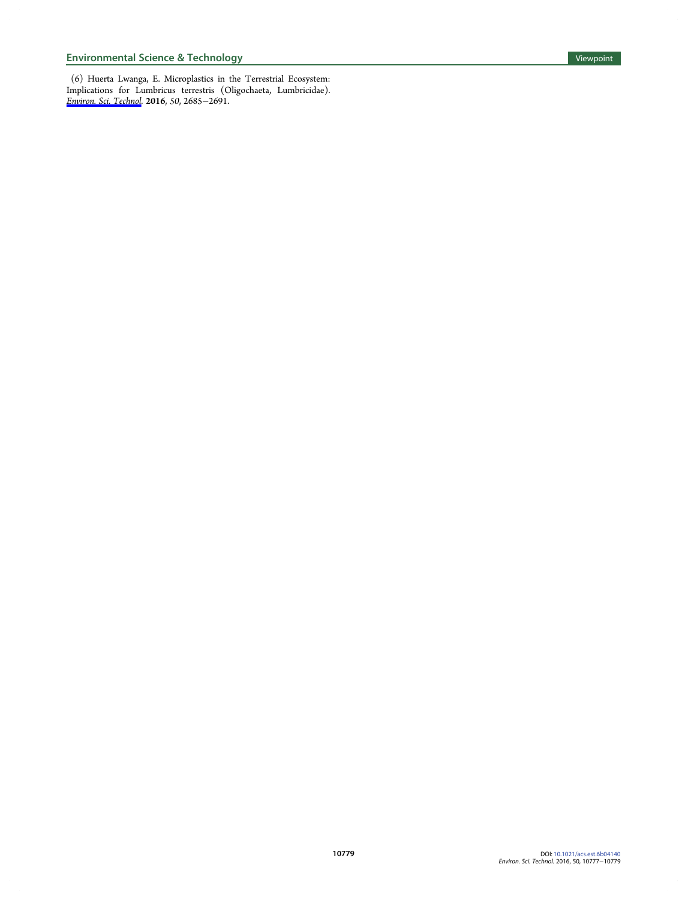(6) Huerta Lwanga, E. Microplastics in the Terrestrial Ecosystem: Implications for Lumbricus terrestris (Oligochaeta, Lumbricidae). *Environ. Sci. Technol.* **2016**, *50*, 2685−2691.